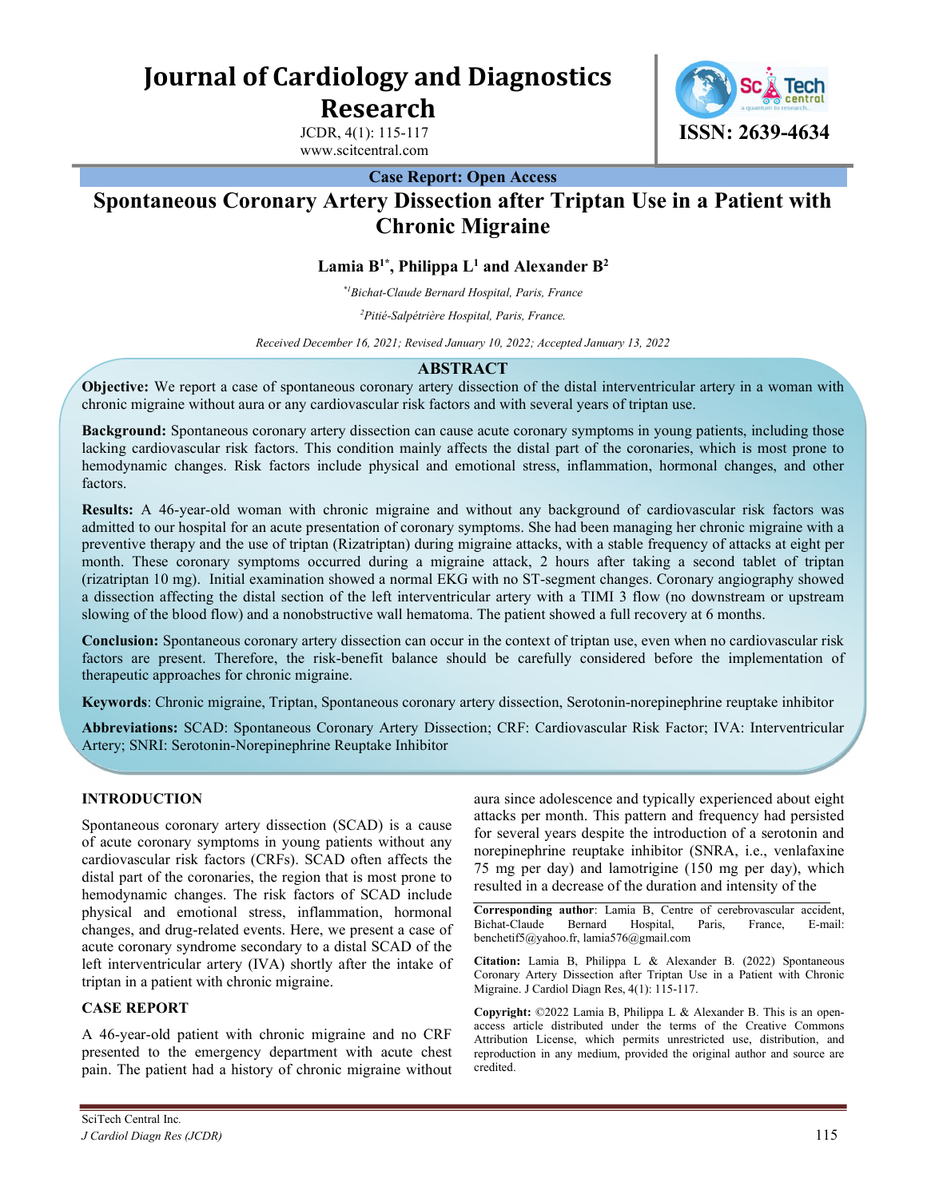# Journal of Cardiology and Diagnostics Research

JCDR, 4(1): 115-117
www.scitcentral.com

ISSN: 2639-4634

**Case Report: Open Access**

# Spontaneous Coronary Artery Dissection after Triptan Use in a Patient with Chronic Migraine

**Lamia B[1*], Philippa L[1] and Alexander B[2]**

*[*1]Bichat-Claude Bernard Hospital, Paris, France*

*[2]Pitié-Salpétrière Hospital, Paris, France.*

*Received December 16, 2021; Revised January 10, 2022; Accepted January 13, 2022*

## ABSTRACT

**Objective:** We report a case of spontaneous coronary artery dissection of the distal interventricular artery in a woman with chronic migraine without aura or any cardiovascular risk factors and with several years of triptan use.

**Background:** Spontaneous coronary artery dissection can cause acute coronary symptoms in young patients, including those lacking cardiovascular risk factors. This condition mainly affects the distal part of the coronaries, which is most prone to hemodynamic changes. Risk factors include physical and emotional stress, inflammation, hormonal changes, and other factors.

**Results:** A 46-year-old woman with chronic migraine and without any background of cardiovascular risk factors was admitted to our hospital for an acute presentation of coronary symptoms. She had been managing her chronic migraine with a preventive therapy and the use of triptan (Rizatriptan) during migraine attacks, with a stable frequency of attacks at eight per month. These coronary symptoms occurred during a migraine attack, 2 hours after taking a second tablet of triptan (rizatriptan 10 mg). Initial examination showed a normal EKG with no ST-segment changes. Coronary angiography showed a dissection affecting the distal section of the left interventricular artery with a TIMI 3 flow (no downstream or upstream slowing of the blood flow) and a nonobstructive wall hematoma. The patient showed a full recovery at 6 months.

**Conclusion:** Spontaneous coronary artery dissection can occur in the context of triptan use, even when no cardiovascular risk factors are present. Therefore, the risk-benefit balance should be carefully considered before the implementation of therapeutic approaches for chronic migraine.

**Keywords**: Chronic migraine, Triptan, Spontaneous coronary artery dissection, Serotonin-norepinephrine reuptake inhibitor

**Abbreviations:** SCAD: Spontaneous Coronary Artery Dissection; CRF: Cardiovascular Risk Factor; IVA: Interventricular Artery; SNRI: Serotonin-Norepinephrine Reuptake Inhibitor

## INTRODUCTION

Spontaneous coronary artery dissection (SCAD) is a cause of acute coronary symptoms in young patients without any cardiovascular risk factors (CRFs). SCAD often affects the distal part of the coronaries, the region that is most prone to hemodynamic changes. The risk factors of SCAD include physical and emotional stress, inflammation, hormonal changes, and drug-related events. Here, we present a case of acute coronary syndrome secondary to a distal SCAD of the left interventricular artery (IVA) shortly after the intake of triptan in a patient with chronic migraine.

## CASE REPORT

A 46-year-old patient with chronic migraine and no CRF presented to the emergency department with acute chest pain. The patient had a history of chronic migraine without aura since adolescence and typically experienced about eight attacks per month. This pattern and frequency had persisted for several years despite the introduction of a serotonin and norepinephrine reuptake inhibitor (SNRA, i.e., venlafaxine 75 mg per day) and lamotrigine (150 mg per day), which resulted in a decrease of the duration and intensity of the

**Corresponding author**: Lamia B, Centre of cerebrovascular accident, Bichat-Claude Bernard Hospital, Paris, France, E-mail: benchetif5@yahoo.fr, lamia576@gmail.com

**Citation:** Lamia B, Philippa L & Alexander B. (2022) Spontaneous Coronary Artery Dissection after Triptan Use in a Patient with Chronic Migraine. J Cardiol Diagn Res, 4(1): 115-117.

**Copyright:** ©2022 Lamia B, Philippa L & Alexander B. This is an open-access article distributed under the terms of the Creative Commons Attribution License, which permits unrestricted use, distribution, and reproduction in any medium, provided the original author and source are credited.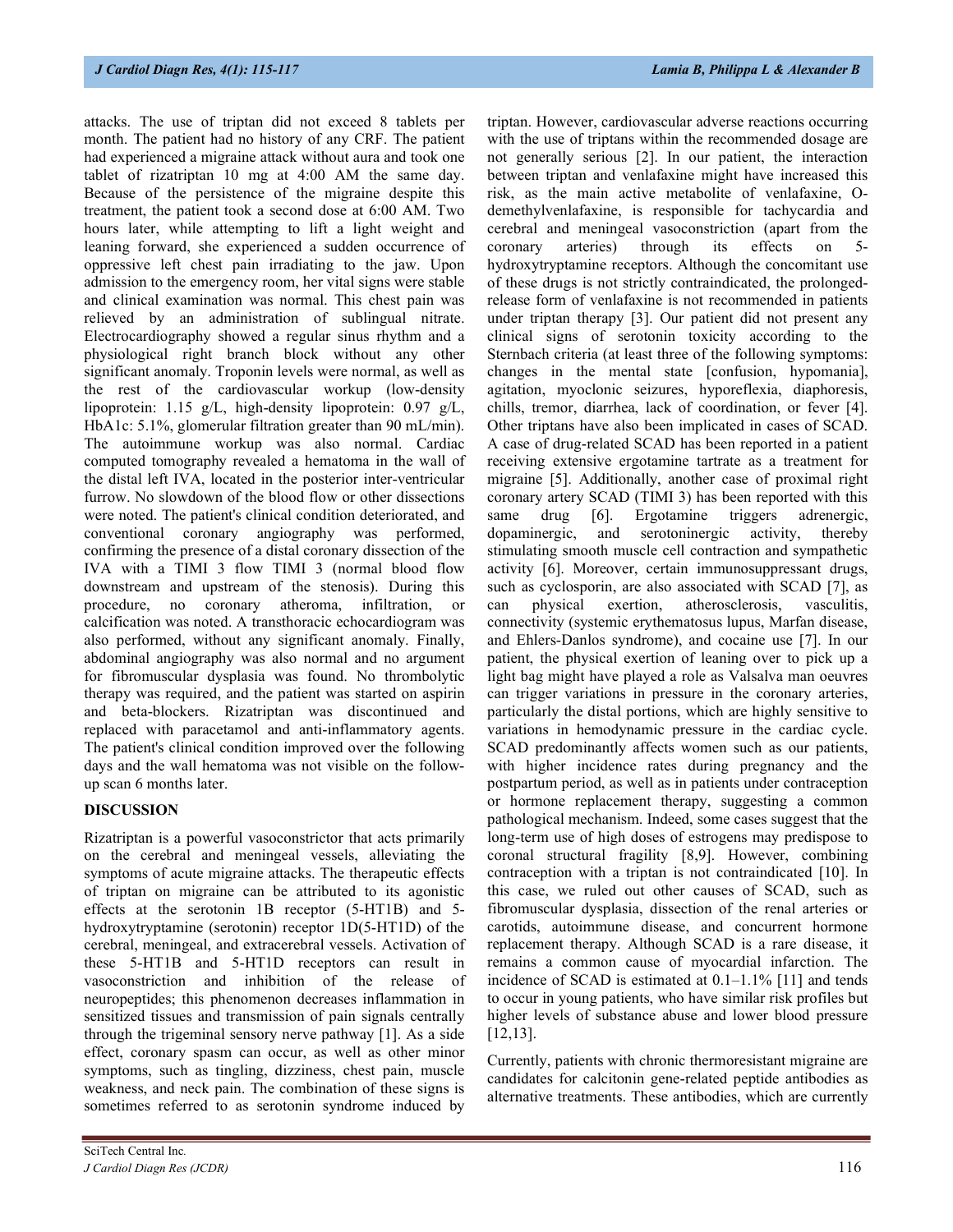attacks. The use of triptan did not exceed 8 tablets per month. The patient had no history of any CRF. The patient had experienced a migraine attack without aura and took one tablet of rizatriptan 10 mg at 4:00 AM the same day. Because of the persistence of the migraine despite this treatment, the patient took a second dose at 6:00 AM. Two hours later, while attempting to lift a light weight and leaning forward, she experienced a sudden occurrence of oppressive left chest pain irradiating to the jaw. Upon admission to the emergency room, her vital signs were stable and clinical examination was normal. This chest pain was relieved by an administration of sublingual nitrate. Electrocardiography showed a regular sinus rhythm and a physiological right branch block without any other significant anomaly. Troponin levels were normal, as well as the rest of the cardiovascular workup (low-density lipoprotein: 1.15 g/L, high-density lipoprotein: 0.97 g/L, HbA1c: 5.1%, glomerular filtration greater than 90 mL/min). The autoimmune workup was also normal. Cardiac computed tomography revealed a hematoma in the wall of the distal left IVA, located in the posterior inter-ventricular furrow. No slowdown of the blood flow or other dissections were noted. The patient's clinical condition deteriorated, and conventional coronary angiography was performed, confirming the presence of a distal coronary dissection of the IVA with a TIMI 3 flow TIMI 3 (normal blood flow downstream and upstream of the stenosis). During this procedure, no coronary atheroma, infiltration, or calcification was noted. A transthoracic echocardiogram was also performed, without any significant anomaly. Finally, abdominal angiography was also normal and no argument for fibromuscular dysplasia was found. No thrombolytic therapy was required, and the patient was started on aspirin and beta-blockers. Rizatriptan was discontinued and replaced with paracetamol and anti-inflammatory agents. The patient's clinical condition improved over the following days and the wall hematoma was not visible on the follow-up scan 6 months later.

## DISCUSSION

Rizatriptan is a powerful vasoconstrictor that acts primarily on the cerebral and meningeal vessels, alleviating the symptoms of acute migraine attacks. The therapeutic effects of triptan on migraine can be attributed to its agonistic effects at the serotonin 1B receptor (5-HT1B) and 5-hydroxytryptamine (serotonin) receptor 1D(5-HT1D) of the cerebral, meningeal, and extracerebral vessels. Activation of these 5-HT1B and 5-HT1D receptors can result in vasoconstriction and inhibition of the release of neuropeptides; this phenomenon decreases inflammation in sensitized tissues and transmission of pain signals centrally through the trigeminal sensory nerve pathway [1]. As a side effect, coronary spasm can occur, as well as other minor symptoms, such as tingling, dizziness, chest pain, muscle weakness, and neck pain. The combination of these signs is sometimes referred to as serotonin syndrome induced by triptan. However, cardiovascular adverse reactions occurring with the use of triptans within the recommended dosage are not generally serious [2]. In our patient, the interaction between triptan and venlafaxine might have increased this risk, as the main active metabolite of venlafaxine, O-demethylvenlafaxine, is responsible for tachycardia and cerebral and meningeal vasoconstriction (apart from the coronary arteries) through its effects on 5-hydroxytryptamine receptors. Although the concomitant use of these drugs is not strictly contraindicated, the prolonged-release form of venlafaxine is not recommended in patients under triptan therapy [3]. Our patient did not present any clinical signs of serotonin toxicity according to the Sternbach criteria (at least three of the following symptoms: changes in the mental state [confusion, hypomania], agitation, myoclonic seizures, hyporeflexia, diaphoresis, chills, tremor, diarrhea, lack of coordination, or fever [4]. Other triptans have also been implicated in cases of SCAD. A case of drug-related SCAD has been reported in a patient receiving extensive ergotamine tartrate as a treatment for migraine [5]. Additionally, another case of proximal right coronary artery SCAD (TIMI 3) has been reported with this same drug [6]. Ergotamine triggers adrenergic, dopaminergic, and serotoninergic activity, thereby stimulating smooth muscle cell contraction and sympathetic activity [6]. Moreover, certain immunosuppressant drugs, such as cyclosporin, are also associated with SCAD [7], as can physical exertion, atherosclerosis, vasculitis, connectivity (systemic erythematosus lupus, Marfan disease, and Ehlers-Danlos syndrome), and cocaine use [7]. In our patient, the physical exertion of leaning over to pick up a light bag might have played a role as Valsalva man oeuvres can trigger variations in pressure in the coronary arteries, particularly the distal portions, which are highly sensitive to variations in hemodynamic pressure in the cardiac cycle. SCAD predominantly affects women such as our patients, with higher incidence rates during pregnancy and the postpartum period, as well as in patients under contraception or hormone replacement therapy, suggesting a common pathological mechanism. Indeed, some cases suggest that the long-term use of high doses of estrogens may predispose to coronal structural fragility [8,9]. However, combining contraception with a triptan is not contraindicated [10]. In this case, we ruled out other causes of SCAD, such as fibromuscular dysplasia, dissection of the renal arteries or carotids, autoimmune disease, and concurrent hormone replacement therapy. Although SCAD is a rare disease, it remains a common cause of myocardial infarction. The incidence of SCAD is estimated at 0.1–1.1% [11] and tends to occur in young patients, who have similar risk profiles but higher levels of substance abuse and lower blood pressure [12,13].

Currently, patients with chronic thermoresistant migraine are candidates for calcitonin gene-related peptide antibodies as alternative treatments. These antibodies, which are currently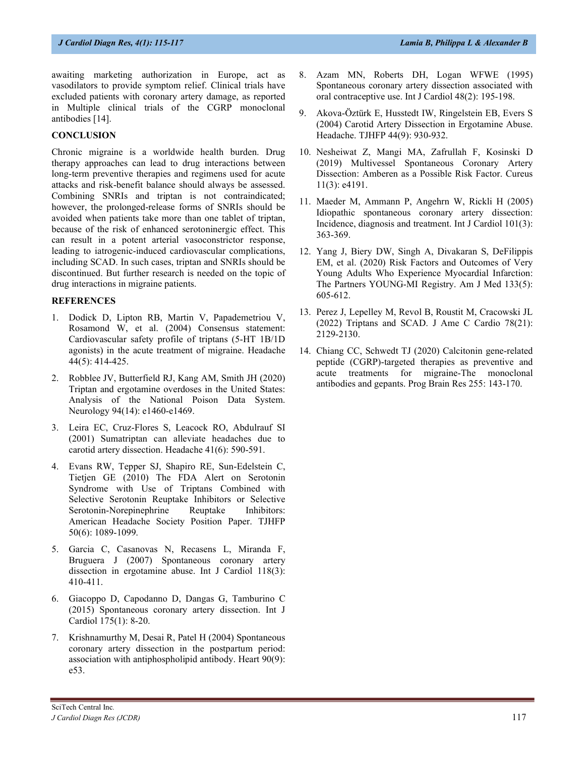awaiting marketing authorization in Europe, act as vasodilators to provide symptom relief. Clinical trials have excluded patients with coronary artery damage, as reported in Multiple clinical trials of the CGRP monoclonal antibodies [14].

## CONCLUSION

Chronic migraine is a worldwide health burden. Drug therapy approaches can lead to drug interactions between long-term preventive therapies and regimens used for acute attacks and risk-benefit balance should always be assessed. Combining SNRIs and triptan is not contraindicated; however, the prolonged-release forms of SNRIs should be avoided when patients take more than one tablet of triptan, because of the risk of enhanced serotoninergic effect. This can result in a potent arterial vasoconstrictor response, leading to iatrogenic-induced cardiovascular complications, including SCAD. In such cases, triptan and SNRIs should be discontinued. But further research is needed on the topic of drug interactions in migraine patients.

## REFERENCES

1. Dodick D, Lipton RB, Martin V, Papademetriou V, Rosamond W, et al. (2004) Consensus statement: Cardiovascular safety profile of triptans (5-HT 1B/1D agonists) in the acute treatment of migraine. Headache 44(5): 414-425.
2. Robblee JV, Butterfield RJ, Kang AM, Smith JH (2020) Triptan and ergotamine overdoses in the United States: Analysis of the National Poison Data System. Neurology 94(14): e1460-e1469.
3. Leira EC, Cruz-Flores S, Leacock RO, Abdulrauf SI (2001) Sumatriptan can alleviate headaches due to carotid artery dissection. Headache 41(6): 590-591.
4. Evans RW, Tepper SJ, Shapiro RE, Sun-Edelstein C, Tietjen GE (2010) The FDA Alert on Serotonin Syndrome with Use of Triptans Combined with Selective Serotonin Reuptake Inhibitors or Selective Serotonin-Norepinephrine Reuptake Inhibitors: American Headache Society Position Paper. TJHFP 50(6): 1089-1099.
5. Garcia C, Casanovas N, Recasens L, Miranda F, Bruguera J (2007) Spontaneous coronary artery dissection in ergotamine abuse. Int J Cardiol 118(3): 410-411.
6. Giacoppo D, Capodanno D, Dangas G, Tamburino C (2015) Spontaneous coronary artery dissection. Int J Cardiol 175(1): 8-20.
7. Krishnamurthy M, Desai R, Patel H (2004) Spontaneous coronary artery dissection in the postpartum period: association with antiphospholipid antibody. Heart 90(9): e53.
8. Azam MN, Roberts DH, Logan WFWE (1995) Spontaneous coronary artery dissection associated with oral contraceptive use. Int J Cardiol 48(2): 195-198.
9. Akova-Öztürk E, Husstedt IW, Ringelstein EB, Evers S (2004) Carotid Artery Dissection in Ergotamine Abuse. Headache. TJHFP 44(9): 930-932.
10. Nesheiwat Z, Mangi MA, Zafrullah F, Kosinski D (2019) Multivessel Spontaneous Coronary Artery Dissection: Amberen as a Possible Risk Factor. Cureus 11(3): e4191.
11. Maeder M, Ammann P, Angehrn W, Rickli H (2005) Idiopathic spontaneous coronary artery dissection: Incidence, diagnosis and treatment. Int J Cardiol 101(3): 363-369.
12. Yang J, Biery DW, Singh A, Divakaran S, DeFilippis EM, et al. (2020) Risk Factors and Outcomes of Very Young Adults Who Experience Myocardial Infarction: The Partners YOUNG-MI Registry. Am J Med 133(5): 605-612.
13. Perez J, Lepelley M, Revol B, Roustit M, Cracowski JL (2022) Triptans and SCAD. J Ame C Cardio 78(21): 2129-2130.
14. Chiang CC, Schwedt TJ (2020) Calcitonin gene-related peptide (CGRP)-targeted therapies as preventive and acute treatments for migraine-The monoclonal antibodies and gepants. Prog Brain Res 255: 143-170.